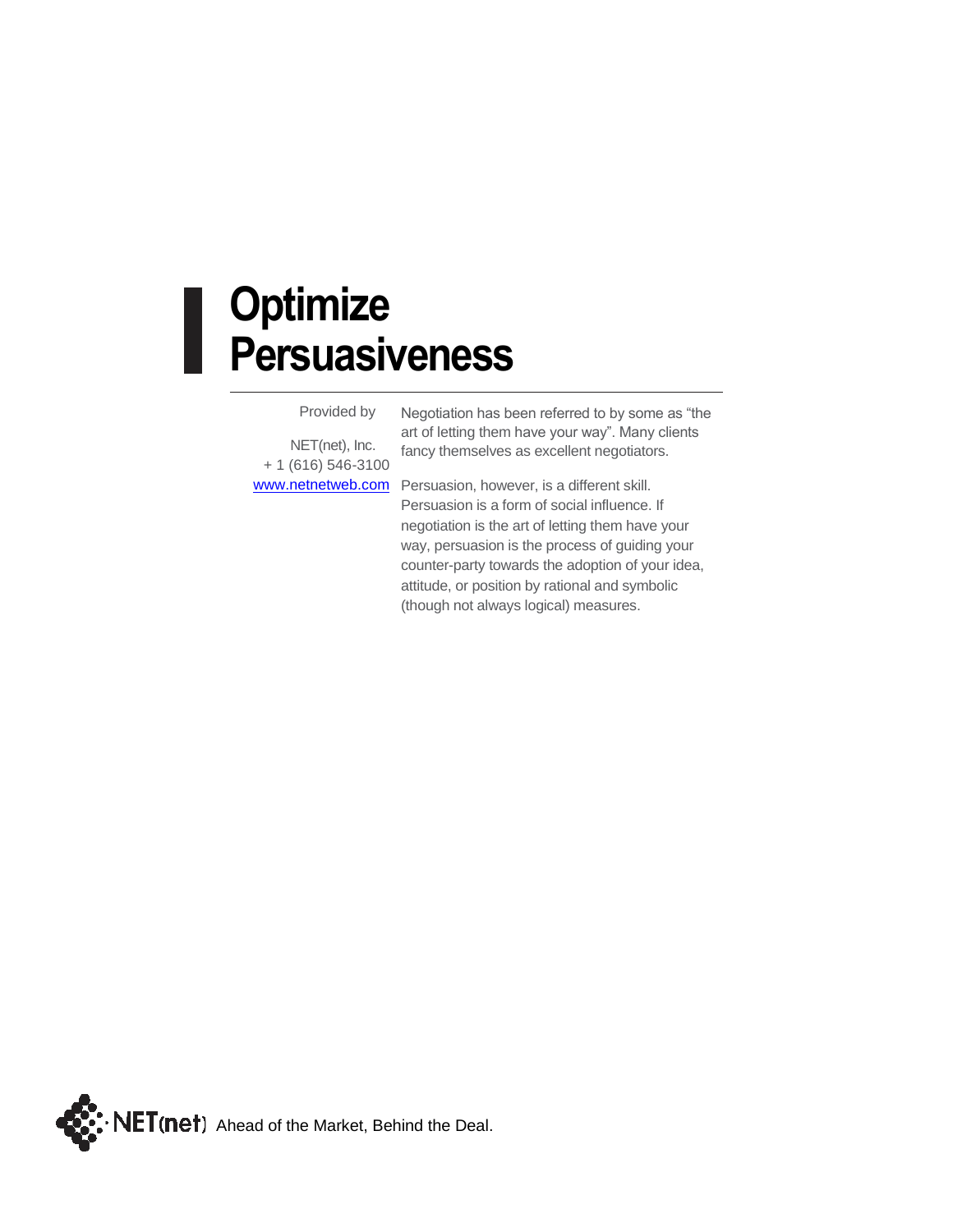# Optimize Persuasiveness

Provided by

NET(net), Inc.
+ 1 (616) 546-3100
www.netnetweb.com

Negotiation has been referred to by some as “the art of letting them have your way”. Many clients fancy themselves as excellent negotiators.

Persuasion, however, is a different skill. Persuasion is a form of social influence. If negotiation is the art of letting them have your way, persuasion is the process of guiding your counter-party towards the adoption of your idea, attitude, or position by rational and symbolic (though not always logical) measures.

NET(net) Ahead of the Market, Behind the Deal.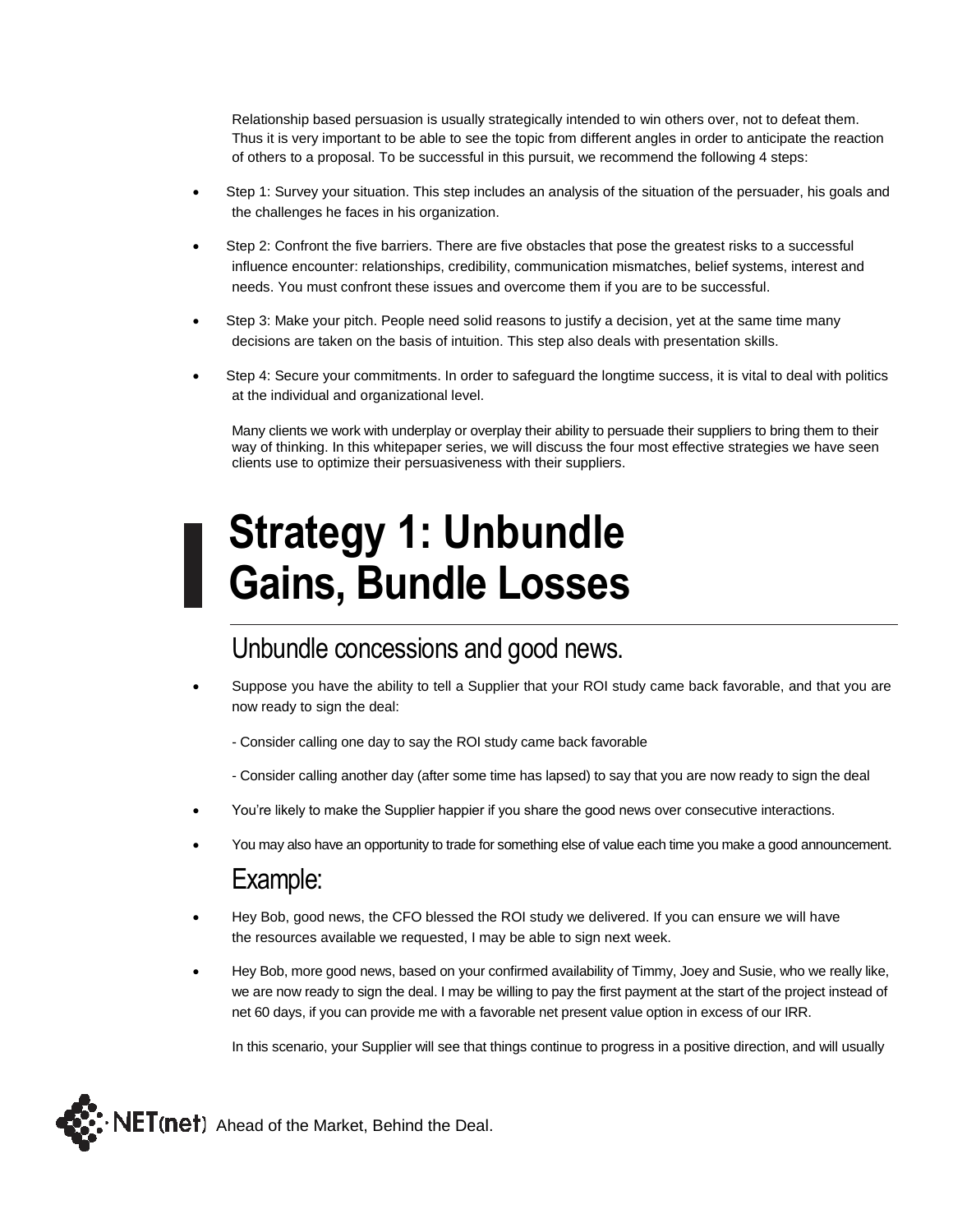Relationship based persuasion is usually strategically intended to win others over, not to defeat them. Thus it is very important to be able to see the topic from different angles in order to anticipate the reaction of others to a proposal. To be successful in this pursuit, we recommend the following 4 steps:

- Step 1: Survey your situation. This step includes an analysis of the situation of the persuader, his goals and the challenges he faces in his organization.
- Step 2: Confront the five barriers. There are five obstacles that pose the greatest risks to a successful influence encounter: relationships, credibility, communication mismatches, belief systems, interest and needs. You must confront these issues and overcome them if you are to be successful.
- Step 3: Make your pitch. People need solid reasons to justify a decision, yet at the same time many decisions are taken on the basis of intuition. This step also deals with presentation skills.
- Step 4: Secure your commitments. In order to safeguard the longtime success, it is vital to deal with politics at the individual and organizational level.

Many clients we work with underplay or overplay their ability to persuade their suppliers to bring them to their way of thinking. In this whitepaper series, we will discuss the four most effective strategies we have seen clients use to optimize their persuasiveness with their suppliers.

# Strategy 1: Unbundle Gains, Bundle Losses

## Unbundle concessions and good news.

- Suppose you have the ability to tell a Supplier that your ROI study came back favorable, and that you are now ready to sign the deal:

  - Consider calling one day to say the ROI study came back favorable

  - Consider calling another day (after some time has lapsed) to say that you are now ready to sign the deal

- You're likely to make the Supplier happier if you share the good news over consecutive interactions.
- You may also have an opportunity to trade for something else of value each time you make a good announcement.

## Example:

- Hey Bob, good news, the CFO blessed the ROI study we delivered. If you can ensure we will have the resources available we requested, I may be able to sign next week.
- Hey Bob, more good news, based on your confirmed availability of Timmy, Joey and Susie, who we really like, we are now ready to sign the deal. I may be willing to pay the first payment at the start of the project instead of net 60 days, if you can provide me with a favorable net present value option in excess of our IRR.

In this scenario, your Supplier will see that things continue to progress in a positive direction, and will usually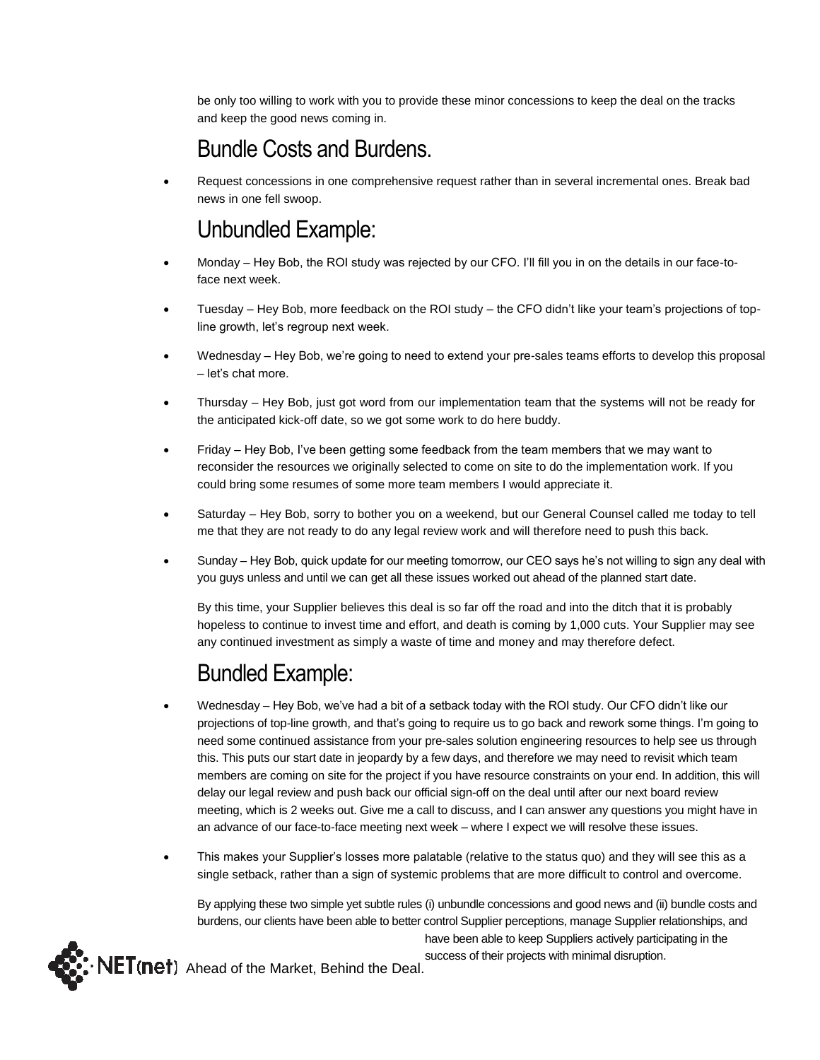be only too willing to work with you to provide these minor concessions to keep the deal on the tracks and keep the good news coming in.

## Bundle Costs and Burdens.

- Request concessions in one comprehensive request rather than in several incremental ones. Break bad news in one fell swoop.

## Unbundled Example:

- Monday – Hey Bob, the ROI study was rejected by our CFO. I'll fill you in on the details in our face-to-face next week.
- Tuesday – Hey Bob, more feedback on the ROI study – the CFO didn't like your team's projections of top-line growth, let's regroup next week.
- Wednesday – Hey Bob, we're going to need to extend your pre-sales teams efforts to develop this proposal – let's chat more.
- Thursday – Hey Bob, just got word from our implementation team that the systems will not be ready for the anticipated kick-off date, so we got some work to do here buddy.
- Friday – Hey Bob, I've been getting some feedback from the team members that we may want to reconsider the resources we originally selected to come on site to do the implementation work. If you could bring some resumes of some more team members I would appreciate it.
- Saturday – Hey Bob, sorry to bother you on a weekend, but our General Counsel called me today to tell me that they are not ready to do any legal review work and will therefore need to push this back.
- Sunday – Hey Bob, quick update for our meeting tomorrow, our CEO says he's not willing to sign any deal with you guys unless and until we can get all these issues worked out ahead of the planned start date.

By this time, your Supplier believes this deal is so far off the road and into the ditch that it is probably hopeless to continue to invest time and effort, and death is coming by 1,000 cuts. Your Supplier may see any continued investment as simply a waste of time and money and may therefore defect.

## Bundled Example:

- Wednesday – Hey Bob, we've had a bit of a setback today with the ROI study. Our CFO didn't like our projections of top-line growth, and that's going to require us to go back and rework some things. I'm going to need some continued assistance from your pre-sales solution engineering resources to help see us through this. This puts our start date in jeopardy by a few days, and therefore we may need to revisit which team members are coming on site for the project if you have resource constraints on your end. In addition, this will delay our legal review and push back our official sign-off on the deal until after our next board review meeting, which is 2 weeks out. Give me a call to discuss, and I can answer any questions you might have in an advance of our face-to-face meeting next week – where I expect we will resolve these issues.
- This makes your Supplier's losses more palatable (relative to the status quo) and they will see this as a single setback, rather than a sign of systemic problems that are more difficult to control and overcome.

By applying these two simple yet subtle rules (i) unbundle concessions and good news and (ii) bundle costs and burdens, our clients have been able to better control Supplier perceptions, manage Supplier relationships, and have been able to keep Suppliers actively participating in the success of their projects with minimal disruption.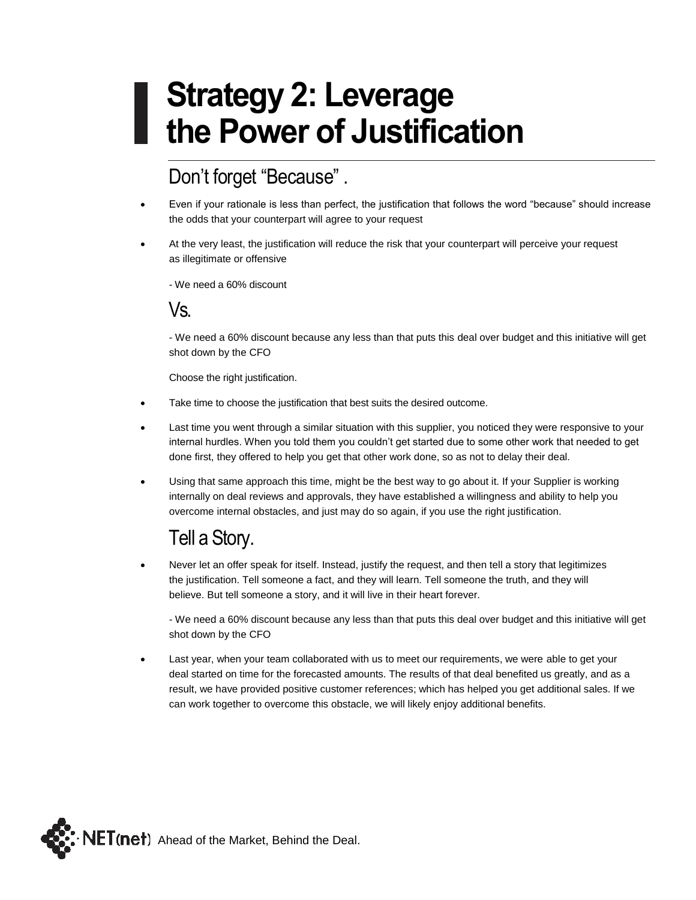# Strategy 2: Leverage the Power of Justification

## Don't forget "Because" .

- Even if your rationale is less than perfect, the justification that follows the word "because" should increase the odds that your counterpart will agree to your request
- At the very least, the justification will reduce the risk that your counterpart will perceive your request as illegitimate or offensive

  - We need a 60% discount

## Vs.

- We need a 60% discount because any less than that puts this deal over budget and this initiative will get shot down by the CFO

Choose the right justification.

- Take time to choose the justification that best suits the desired outcome.
- Last time you went through a similar situation with this supplier, you noticed they were responsive to your internal hurdles. When you told them you couldn't get started due to some other work that needed to get done first, they offered to help you get that other work done, so as not to delay their deal.
- Using that same approach this time, might be the best way to go about it. If your Supplier is working internally on deal reviews and approvals, they have established a willingness and ability to help you overcome internal obstacles, and just may do so again, if you use the right justification.

## Tell a Story.

- Never let an offer speak for itself. Instead, justify the request, and then tell a story that legitimizes the justification. Tell someone a fact, and they will learn. Tell someone the truth, and they will believe. But tell someone a story, and it will live in their heart forever.

  - We need a 60% discount because any less than that puts this deal over budget and this initiative will get shot down by the CFO

- Last year, when your team collaborated with us to meet our requirements, we were able to get your deal started on time for the forecasted amounts. The results of that deal benefited us greatly, and as a result, we have provided positive customer references; which has helped you get additional sales. If we can work together to overcome this obstacle, we will likely enjoy additional benefits.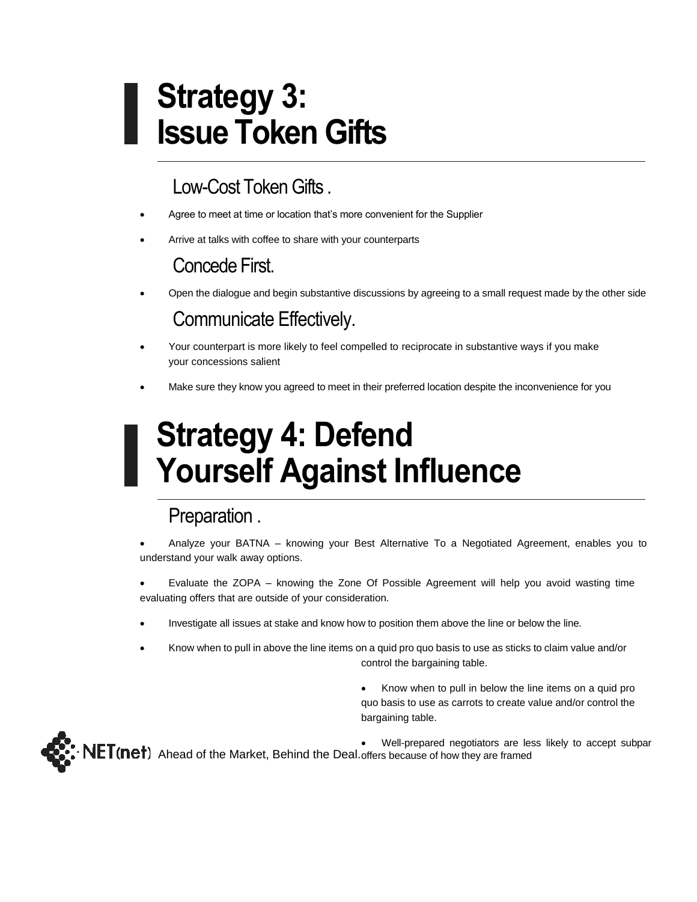# Strategy 3: Issue Token Gifts

## Low-Cost Token Gifts .

- Agree to meet at time or location that's more convenient for the Supplier
- Arrive at talks with coffee to share with your counterparts

## Concede First.

- Open the dialogue and begin substantive discussions by agreeing to a small request made by the other side

## Communicate Effectively.

- Your counterpart is more likely to feel compelled to reciprocate in substantive ways if you make your concessions salient
- Make sure they know you agreed to meet in their preferred location despite the inconvenience for you

# Strategy 4: Defend Yourself Against Influence

## Preparation .

- Analyze your BATNA – knowing your Best Alternative To a Negotiated Agreement, enables you to understand your walk away options.
- Evaluate the ZOPA – knowing the Zone Of Possible Agreement will help you avoid wasting time evaluating offers that are outside of your consideration.
- Investigate all issues at stake and know how to position them above the line or below the line.
- Know when to pull in above the line items on a quid pro quo basis to use as sticks to claim value and/or control the bargaining table.
- Know when to pull in below the line items on a quid pro quo basis to use as carrots to create value and/or control the bargaining table.
- Well-prepared negotiators are less likely to accept subpar offers because of how they are framed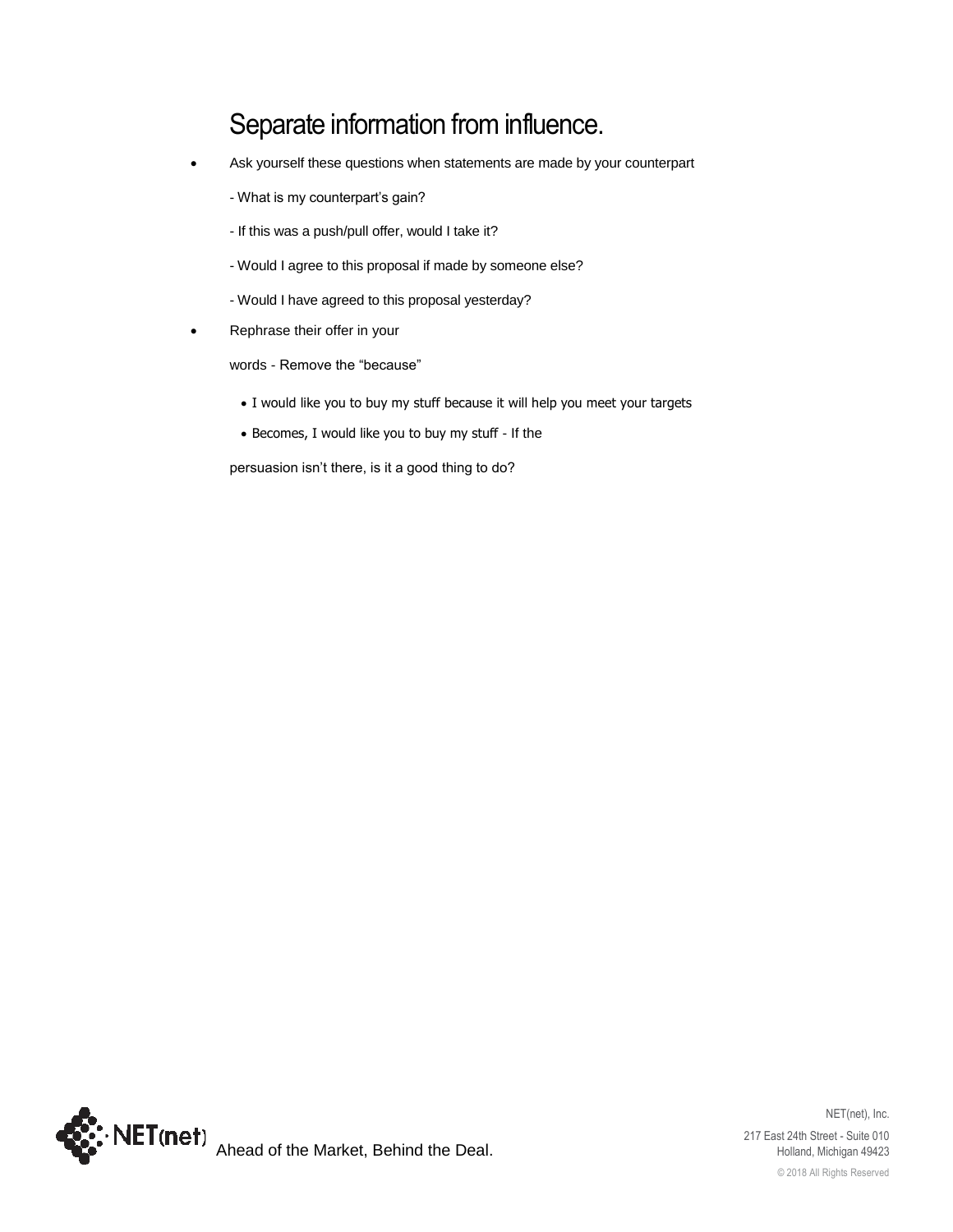# Separate information from influence.

- Ask yourself these questions when statements are made by your counterpart

  - What is my counterpart's gain?

  - If this was a push/pull offer, would I take it?

  - Would I agree to this proposal if made by someone else?

  - Would I have agreed to this proposal yesterday?

- Rephrase their offer in your

  words - Remove the "because"

  - I would like you to buy my stuff because it will help you meet your targets
  - Becomes, I would like you to buy my stuff - If the

  persuasion isn't there, is it a good thing to do?